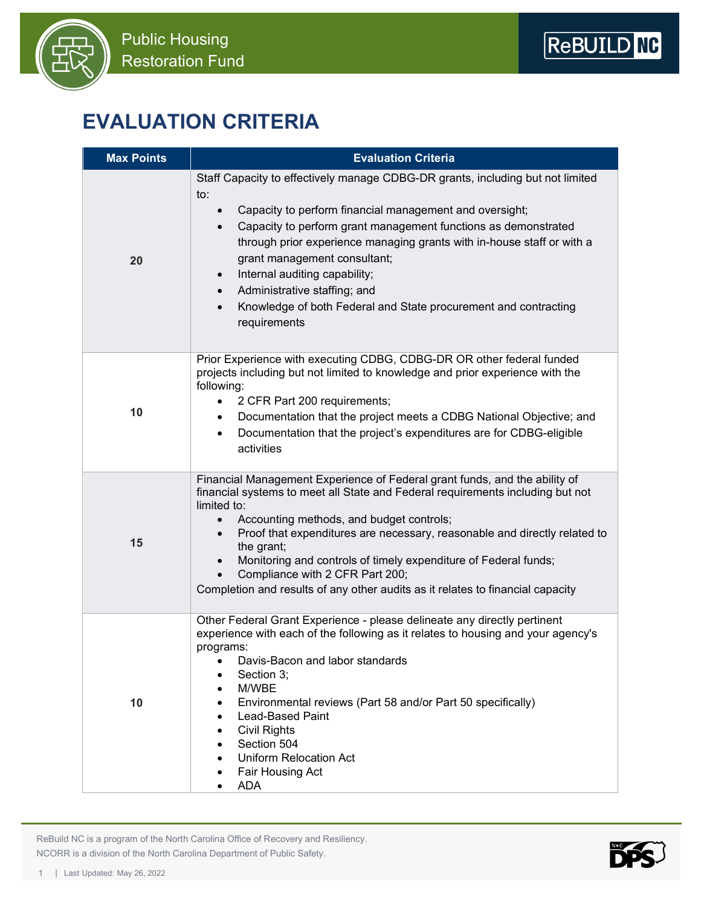# EVALUATION CRITERIA

| Max Points | Evaluation Criteria |
|---|---|
| 20 | Staff Capacity to effectively manage CDBG-DR grants, including but not limited to:<br>• Capacity to perform financial management and oversight;<br>• Capacity to perform grant management functions as demonstrated through prior experience managing grants with in-house staff or with a grant management consultant;<br>• Internal auditing capability;<br>• Administrative staffing; and<br>• Knowledge of both Federal and State procurement and contracting requirements |
| 10 | Prior Experience with executing CDBG, CDBG-DR OR other federal funded projects including but not limited to knowledge and prior experience with the following:<br>• 2 CFR Part 200 requirements;<br>• Documentation that the project meets a CDBG National Objective; and<br>• Documentation that the project's expenditures are for CDBG-eligible activities |
| 15 | Financial Management Experience of Federal grant funds, and the ability of financial systems to meet all State and Federal requirements including but not limited to:<br>• Accounting methods, and budget controls;<br>• Proof that expenditures are necessary, reasonable and directly related to the grant;<br>• Monitoring and controls of timely expenditure of Federal funds;<br>• Compliance with 2 CFR Part 200;<br>Completion and results of any other audits as it relates to financial capacity |
| 10 | Other Federal Grant Experience - please delineate any directly pertinent experience with each of the following as it relates to housing and your agency's programs:<br>• Davis-Bacon and labor standards<br>• Section 3;<br>• M/WBE<br>• Environmental reviews (Part 58 and/or Part 50 specifically)<br>• Lead-Based Paint<br>• Civil Rights<br>• Section 504<br>• Uniform Relocation Act<br>• Fair Housing Act<br>• ADA |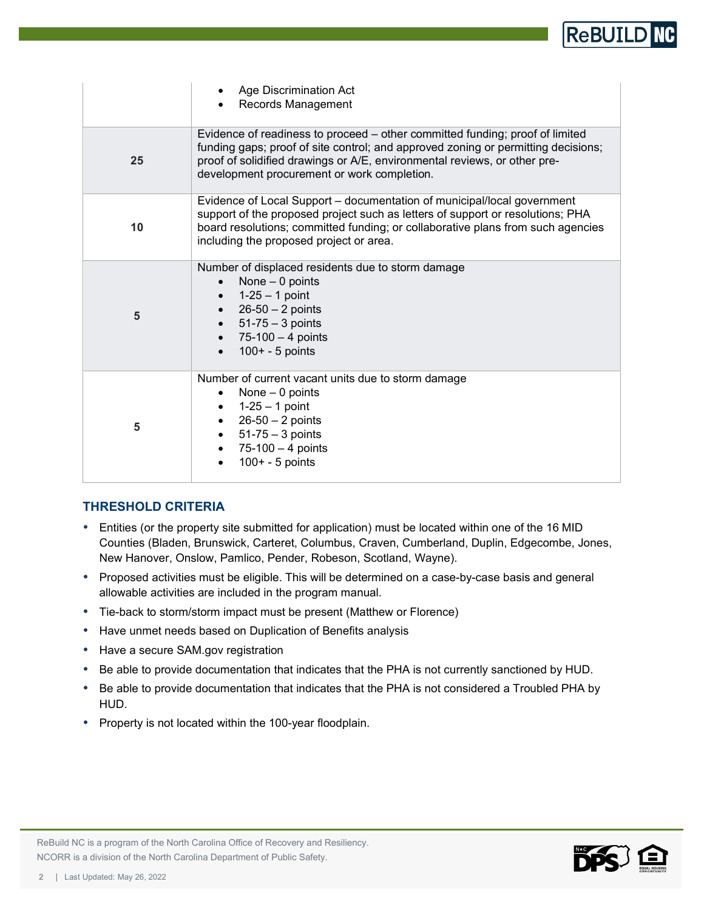| | |
|---|---|
| | • Age Discrimination Act<br>• Records Management |
| **25** | Evidence of readiness to proceed – other committed funding; proof of limited funding gaps; proof of site control; and approved zoning or permitting decisions; proof of solidified drawings or A/E, environmental reviews, or other pre-development procurement or work completion. |
| **10** | Evidence of Local Support – documentation of municipal/local government support of the proposed project such as letters of support or resolutions; PHA board resolutions; committed funding; or collaborative plans from such agencies including the proposed project or area. |
| **5** | Number of displaced residents due to storm damage<br>• None – 0 points<br>• 1-25 – 1 point<br>• 26-50 – 2 points<br>• 51-75 – 3 points<br>• 75-100 – 4 points<br>• 100+ - 5 points |
| **5** | Number of current vacant units due to storm damage<br>• None – 0 points<br>• 1-25 – 1 point<br>• 26-50 – 2 points<br>• 51-75 – 3 points<br>• 75-100 – 4 points<br>• 100+ - 5 points |

## THRESHOLD CRITERIA

- Entities (or the property site submitted for application) must be located within one of the 16 MID Counties (Bladen, Brunswick, Carteret, Columbus, Craven, Cumberland, Duplin, Edgecombe, Jones, New Hanover, Onslow, Pamlico, Pender, Robeson, Scotland, Wayne).
- Proposed activities must be eligible. This will be determined on a case-by-case basis and general allowable activities are included in the program manual.
- Tie-back to storm/storm impact must be present (Matthew or Florence)
- Have unmet needs based on Duplication of Benefits analysis
- Have a secure SAM.gov registration
- Be able to provide documentation that indicates that the PHA is not currently sanctioned by HUD.
- Be able to provide documentation that indicates that the PHA is not considered a Troubled PHA by HUD.
- Property is not located within the 100-year floodplain.